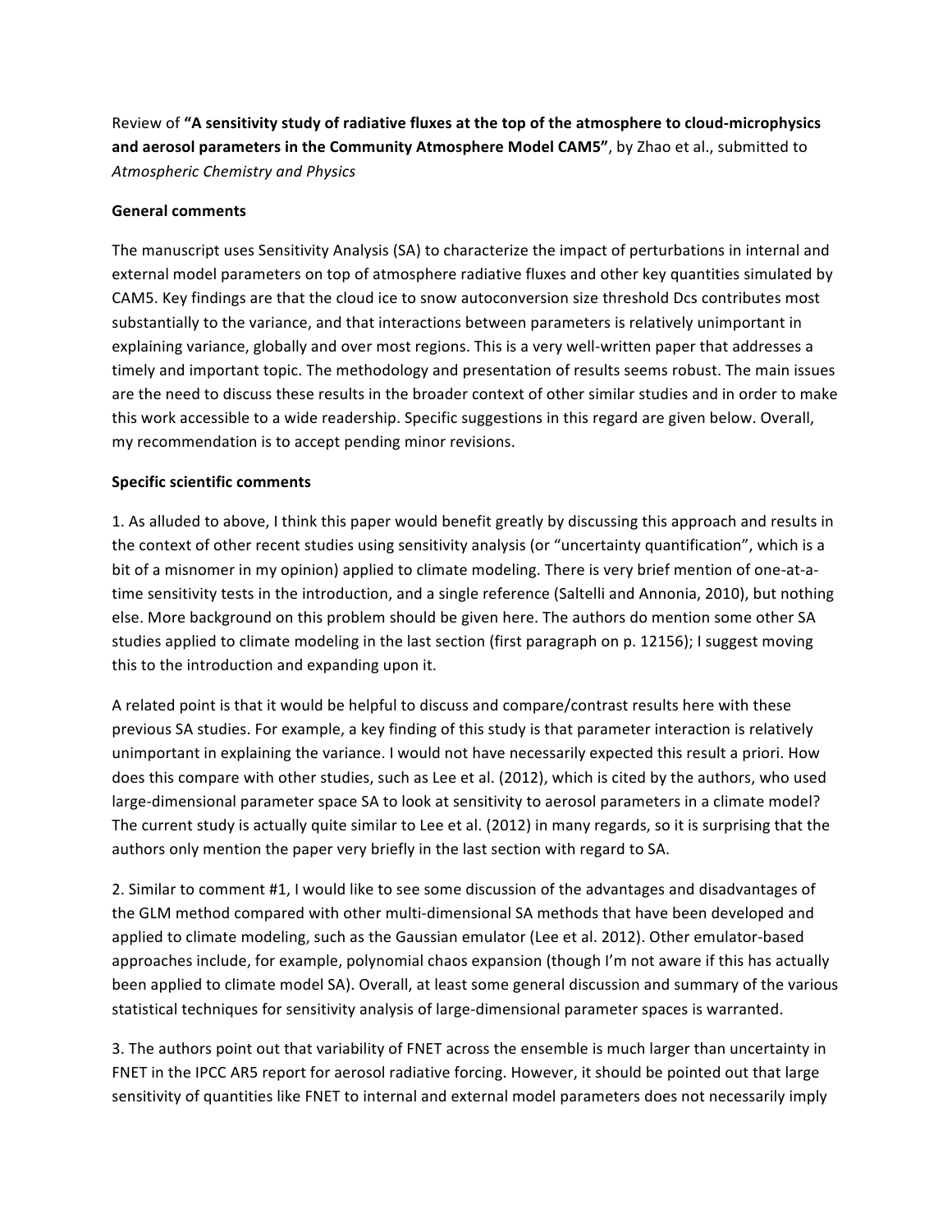Review of **"A sensitivity study of radiative fluxes at the top of the atmosphere to cloud-microphysics and aerosol parameters in the Community Atmosphere Model CAM5"**, by Zhao et al., submitted to *Atmospheric Chemistry and Physics*

**General comments**

The manuscript uses Sensitivity Analysis (SA) to characterize the impact of perturbations in internal and external model parameters on top of atmosphere radiative fluxes and other key quantities simulated by CAM5. Key findings are that the cloud ice to snow autoconversion size threshold Dcs contributes most substantially to the variance, and that interactions between parameters is relatively unimportant in explaining variance, globally and over most regions. This is a very well-written paper that addresses a timely and important topic. The methodology and presentation of results seems robust. The main issues are the need to discuss these results in the broader context of other similar studies and in order to make this work accessible to a wide readership. Specific suggestions in this regard are given below. Overall, my recommendation is to accept pending minor revisions.

**Specific scientific comments**

1. As alluded to above, I think this paper would benefit greatly by discussing this approach and results in the context of other recent studies using sensitivity analysis (or "uncertainty quantification", which is a bit of a misnomer in my opinion) applied to climate modeling. There is very brief mention of one-at-a-time sensitivity tests in the introduction, and a single reference (Saltelli and Annonia, 2010), but nothing else. More background on this problem should be given here. The authors do mention some other SA studies applied to climate modeling in the last section (first paragraph on p. 12156); I suggest moving this to the introduction and expanding upon it.

A related point is that it would be helpful to discuss and compare/contrast results here with these previous SA studies. For example, a key finding of this study is that parameter interaction is relatively unimportant in explaining the variance. I would not have necessarily expected this result a priori. How does this compare with other studies, such as Lee et al. (2012), which is cited by the authors, who used large-dimensional parameter space SA to look at sensitivity to aerosol parameters in a climate model? The current study is actually quite similar to Lee et al. (2012) in many regards, so it is surprising that the authors only mention the paper very briefly in the last section with regard to SA.

2. Similar to comment #1, I would like to see some discussion of the advantages and disadvantages of the GLM method compared with other multi-dimensional SA methods that have been developed and applied to climate modeling, such as the Gaussian emulator (Lee et al. 2012). Other emulator-based approaches include, for example, polynomial chaos expansion (though I'm not aware if this has actually been applied to climate model SA). Overall, at least some general discussion and summary of the various statistical techniques for sensitivity analysis of large-dimensional parameter spaces is warranted.

3. The authors point out that variability of FNET across the ensemble is much larger than uncertainty in FNET in the IPCC AR5 report for aerosol radiative forcing. However, it should be pointed out that large sensitivity of quantities like FNET to internal and external model parameters does not necessarily imply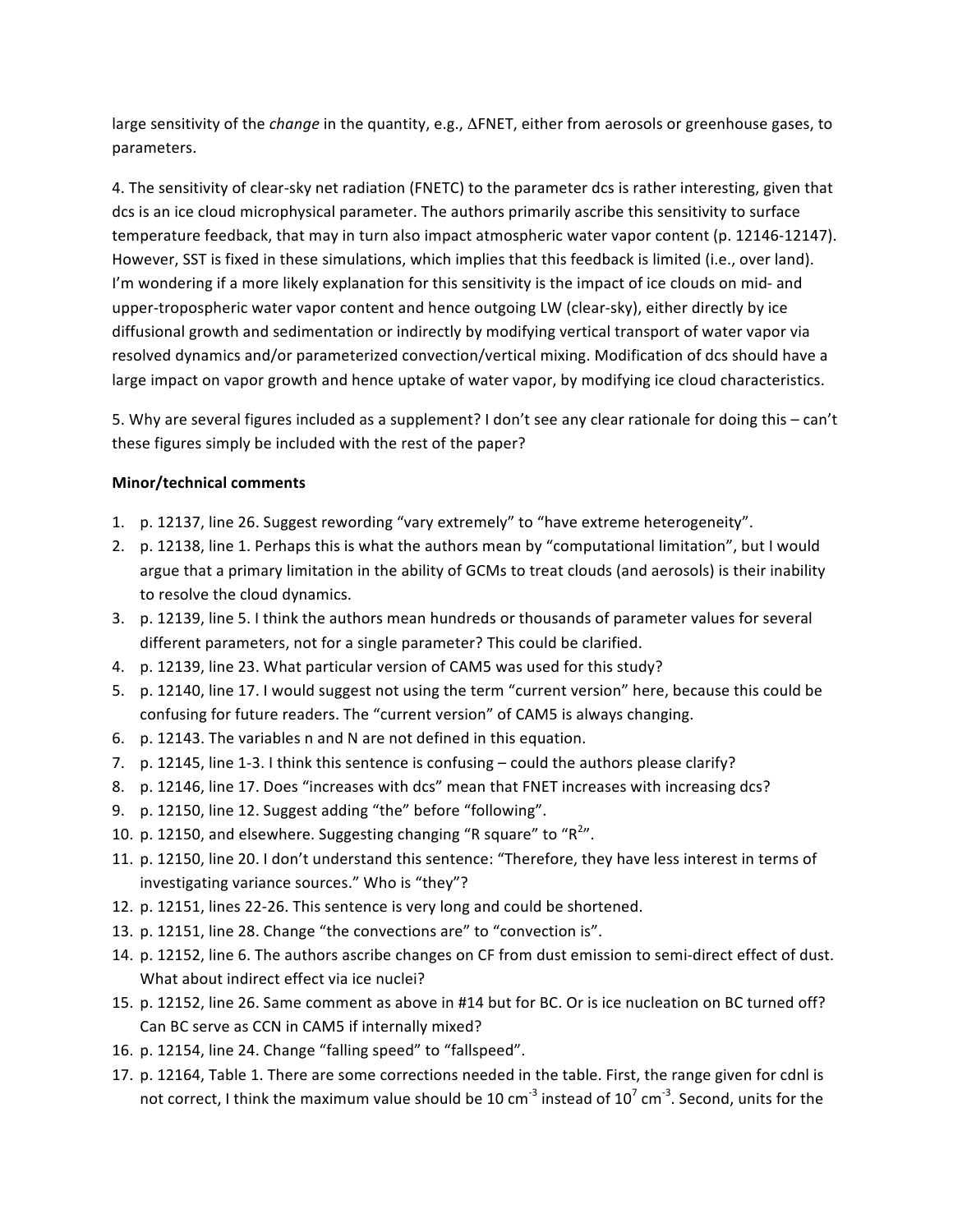large sensitivity of the *change* in the quantity, e.g., ΔFNET, either from aerosols or greenhouse gases, to parameters.

4. The sensitivity of clear-sky net radiation (FNETC) to the parameter dcs is rather interesting, given that dcs is an ice cloud microphysical parameter. The authors primarily ascribe this sensitivity to surface temperature feedback, that may in turn also impact atmospheric water vapor content (p. 12146-12147). However, SST is fixed in these simulations, which implies that this feedback is limited (i.e., over land). I'm wondering if a more likely explanation for this sensitivity is the impact of ice clouds on mid- and upper-tropospheric water vapor content and hence outgoing LW (clear-sky), either directly by ice diffusional growth and sedimentation or indirectly by modifying vertical transport of water vapor via resolved dynamics and/or parameterized convection/vertical mixing. Modification of dcs should have a large impact on vapor growth and hence uptake of water vapor, by modifying ice cloud characteristics.

5. Why are several figures included as a supplement? I don't see any clear rationale for doing this – can't these figures simply be included with the rest of the paper?

**Minor/technical comments**

1. p. 12137, line 26. Suggest rewording "vary extremely" to "have extreme heterogeneity".
2. p. 12138, line 1. Perhaps this is what the authors mean by "computational limitation", but I would argue that a primary limitation in the ability of GCMs to treat clouds (and aerosols) is their inability to resolve the cloud dynamics.
3. p. 12139, line 5. I think the authors mean hundreds or thousands of parameter values for several different parameters, not for a single parameter? This could be clarified.
4. p. 12139, line 23. What particular version of CAM5 was used for this study?
5. p. 12140, line 17. I would suggest not using the term "current version" here, because this could be confusing for future readers. The "current version" of CAM5 is always changing.
6. p. 12143. The variables n and N are not defined in this equation.
7. p. 12145, line 1-3. I think this sentence is confusing – could the authors please clarify?
8. p. 12146, line 17. Does "increases with dcs" mean that FNET increases with increasing dcs?
9. p. 12150, line 12. Suggest adding "the" before "following".
10. p. 12150, and elsewhere. Suggesting changing "R square" to "$R^2$".
11. p. 12150, line 20. I don't understand this sentence: "Therefore, they have less interest in terms of investigating variance sources." Who is "they"?
12. p. 12151, lines 22-26. This sentence is very long and could be shortened.
13. p. 12151, line 28. Change "the convections are" to "convection is".
14. p. 12152, line 6. The authors ascribe changes on CF from dust emission to semi-direct effect of dust. What about indirect effect via ice nuclei?
15. p. 12152, line 26. Same comment as above in #14 but for BC. Or is ice nucleation on BC turned off? Can BC serve as CCN in CAM5 if internally mixed?
16. p. 12154, line 24. Change "falling speed" to "fallspeed".
17. p. 12164, Table 1. There are some corrections needed in the table. First, the range given for cdnl is not correct, I think the maximum value should be 10 $cm^{-3}$ instead of $10^7$ $cm^{-3}$. Second, units for the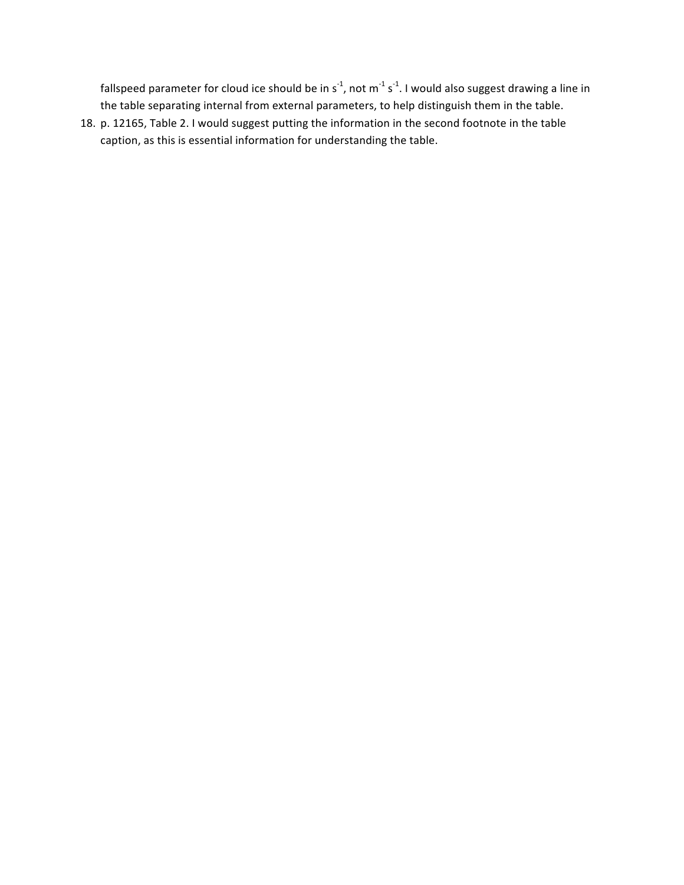fallspeed parameter for cloud ice should be in $s^{-1}$, not $m^{-1}\,s^{-1}$. I would also suggest drawing a line in the table separating internal from external parameters, to help distinguish them in the table.

18. p. 12165, Table 2. I would suggest putting the information in the second footnote in the table caption, as this is essential information for understanding the table.